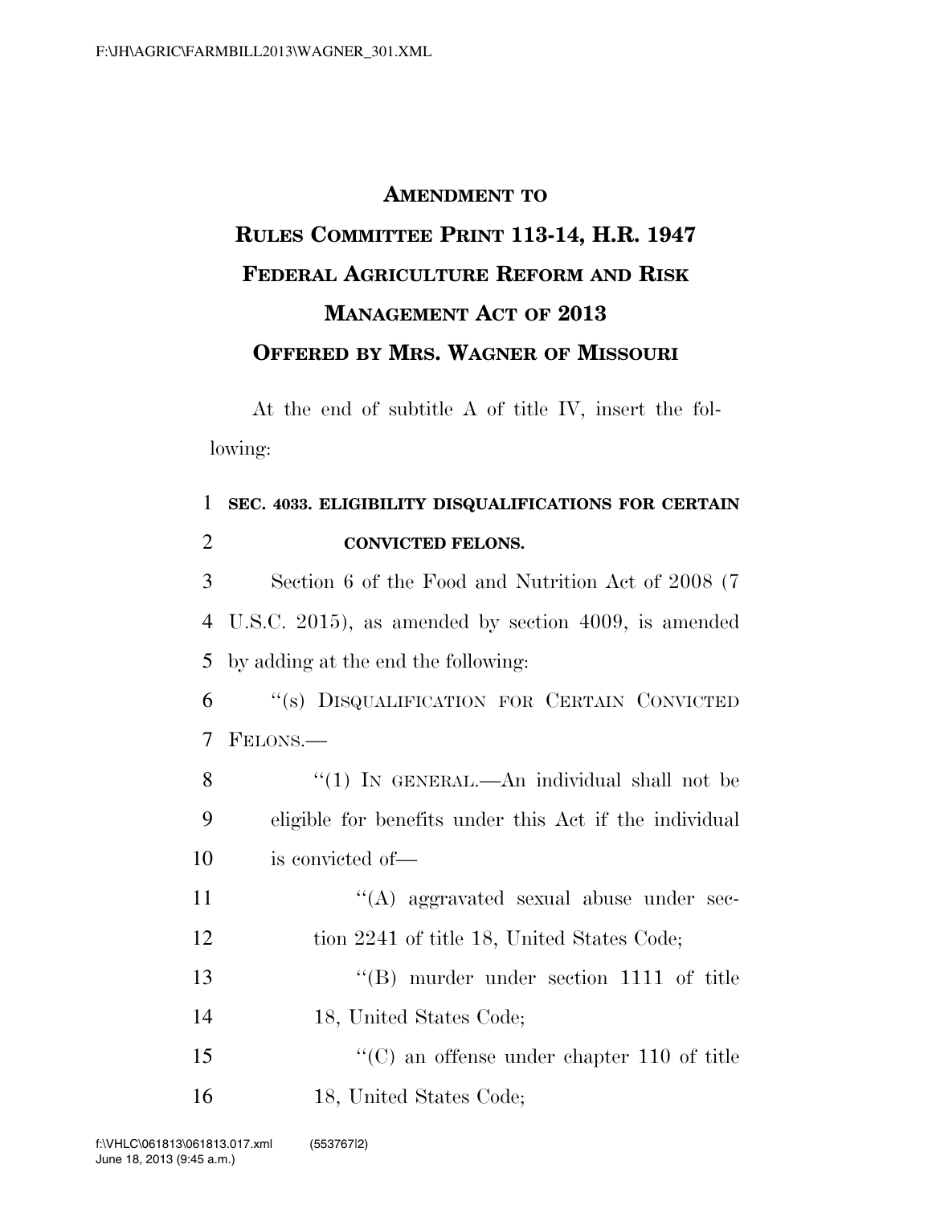# AMENDMENT TO RULES COMMITTEE PRINT 113-14, H.R. 1947 FEDERAL AGRICULTURE REFORM AND RISK MANAGEMENT ACT OF 2013

## OFFERED BY MRS. WAGNER OF MISSOURI

At the end of subtitle A of title IV, insert the following:

**SEC. 4033. ELIGIBILITY DISQUALIFICATIONS FOR CERTAIN CONVICTED FELONS.**

Section 6 of the Food and Nutrition Act of 2008 (7 U.S.C. 2015), as amended by section 4009, is amended by adding at the end the following:

"(s) DISQUALIFICATION FOR CERTAIN CONVICTED FELONS.—

"(1) IN GENERAL.—An individual shall not be eligible for benefits under this Act if the individual is convicted of—

"(A) aggravated sexual abuse under section 2241 of title 18, United States Code;

"(B) murder under section 1111 of title 18, United States Code;

"(C) an offense under chapter 110 of title 18, United States Code;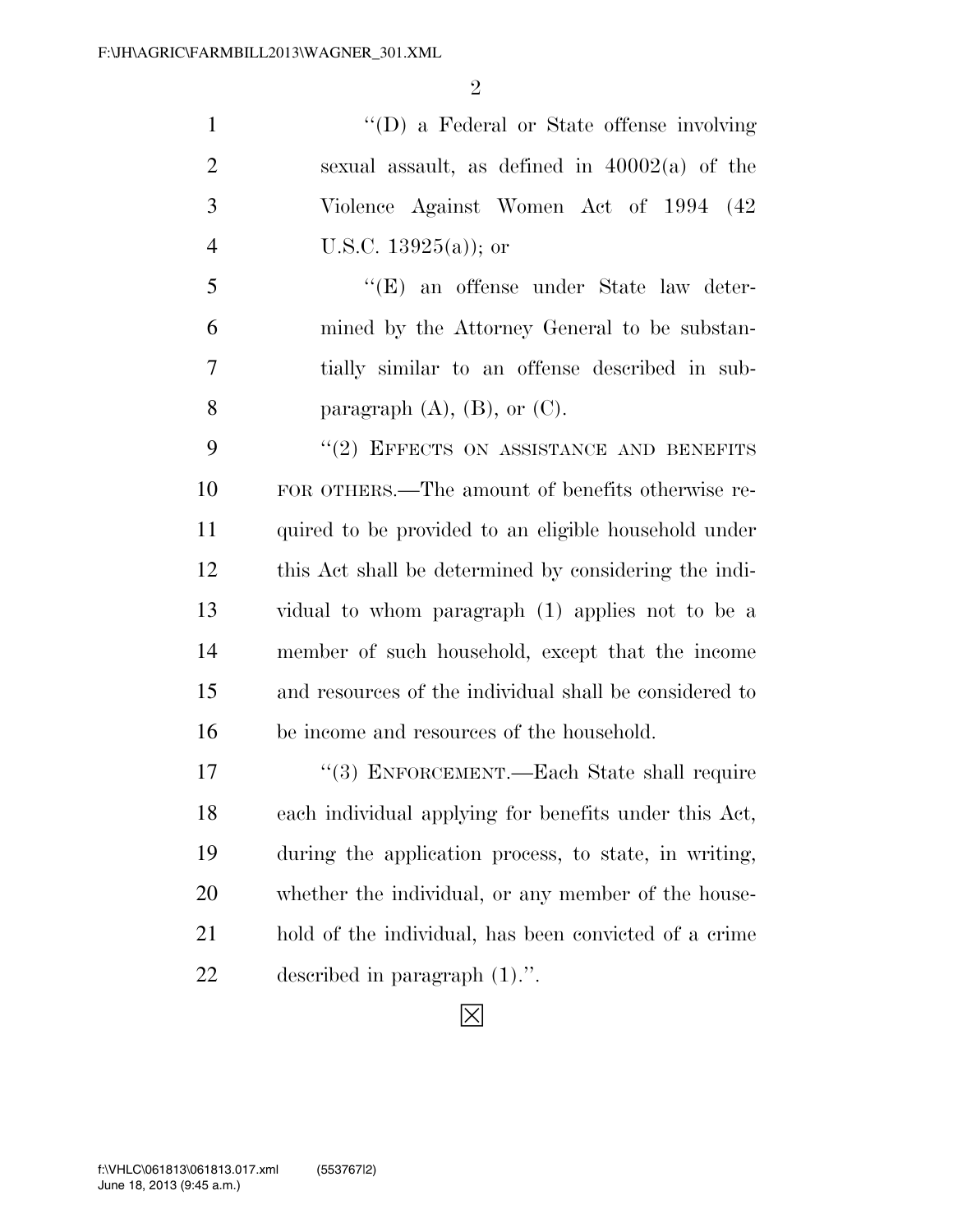''(D) a Federal or State offense involving sexual assault, as defined in 40002(a) of the Violence Against Women Act of 1994 (42 U.S.C. 13925(a)); or

''(E) an offense under State law determined by the Attorney General to be substantially similar to an offense described in subparagraph (A), (B), or (C).

''(2) EFFECTS ON ASSISTANCE AND BENEFITS FOR OTHERS.—The amount of benefits otherwise required to be provided to an eligible household under this Act shall be determined by considering the individual to whom paragraph (1) applies not to be a member of such household, except that the income and resources of the individual shall be considered to be income and resources of the household.

''(3) ENFORCEMENT.—Each State shall require each individual applying for benefits under this Act, during the application process, to state, in writing, whether the individual, or any member of the household of the individual, has been convicted of a crime described in paragraph (1).''.